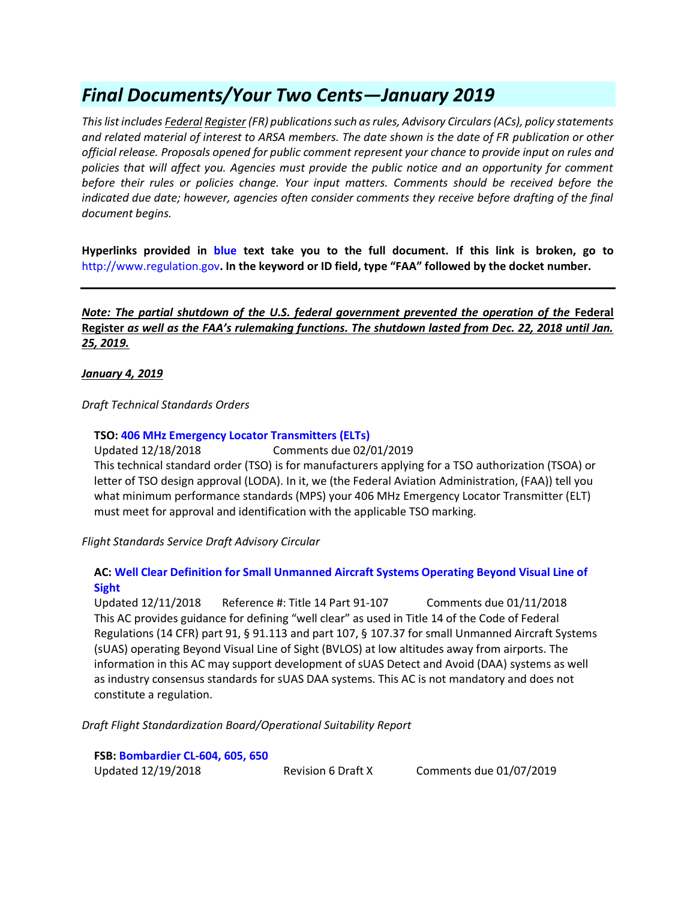# *Final Documents/Your Two Cents—January 2019*

*This list includes Federal Register (FR) publications such as rules, Advisory Circulars (ACs), policy statements and related material of interest to ARSA members. The date shown is the date of FR publication or other official release. Proposals opened for public comment represent your chance to provide input on rules and policies that will affect you. Agencies must provide the public notice and an opportunity for comment before their rules or policies change. Your input matters. Comments should be received before the indicated due date; however, agencies often consider comments they receive before drafting of the final document begins.*

**Hyperlinks provided in blue text take you to the full document. If this link is broken, go to** http://www.regulation.gov**. In the keyword or ID field, type "FAA" followed by the docket number.**

---

***Note: The partial shutdown of the U.S. federal government prevented the operation of the* Federal Register *as well as the FAA's rulemaking functions. The shutdown lasted from Dec. 22, 2018 until Jan. 25, 2019.***

***January 4, 2019***

*Draft Technical Standards Orders*

**TSO: 406 MHz Emergency Locator Transmitters (ELTs)**
Updated 12/18/2018 Comments due 02/01/2019
This technical standard order (TSO) is for manufacturers applying for a TSO authorization (TSOA) or letter of TSO design approval (LODA). In it, we (the Federal Aviation Administration, (FAA)) tell you what minimum performance standards (MPS) your 406 MHz Emergency Locator Transmitter (ELT) must meet for approval and identification with the applicable TSO marking.

*Flight Standards Service Draft Advisory Circular*

**AC: Well Clear Definition for Small Unmanned Aircraft Systems Operating Beyond Visual Line of Sight**
Updated 12/11/2018 Reference #: Title 14 Part 91-107 Comments due 01/11/2018
This AC provides guidance for defining "well clear" as used in Title 14 of the Code of Federal Regulations (14 CFR) part 91, § 91.113 and part 107, § 107.37 for small Unmanned Aircraft Systems (sUAS) operating Beyond Visual Line of Sight (BVLOS) at low altitudes away from airports. The information in this AC may support development of sUAS Detect and Avoid (DAA) systems as well as industry consensus standards for sUAS DAA systems. This AC is not mandatory and does not constitute a regulation.

*Draft Flight Standardization Board/Operational Suitability Report*

**FSB: Bombardier CL-604, 605, 650**
Updated 12/19/2018 Revision 6 Draft X Comments due 01/07/2019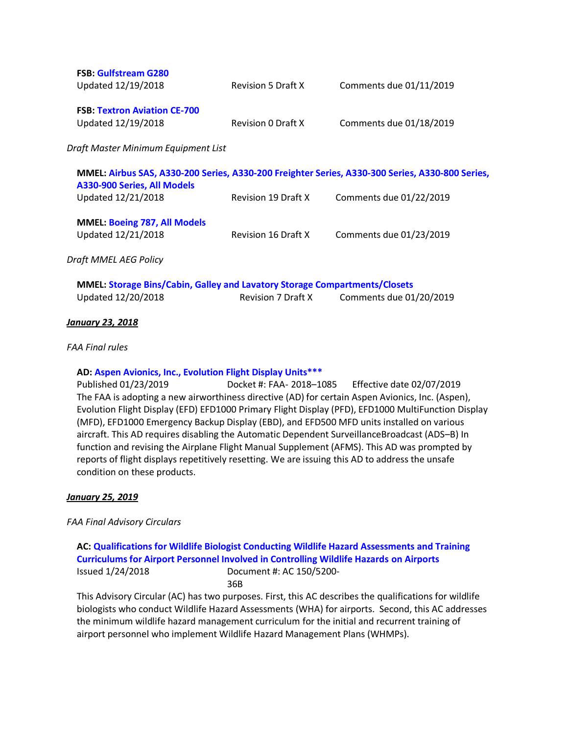**FSB: Gulfstream G280**
Updated 12/19/2018 Revision 5 Draft X Comments due 01/11/2019

**FSB: Textron Aviation CE-700**
Updated 12/19/2018 Revision 0 Draft X Comments due 01/18/2019

*Draft Master Minimum Equipment List*

**MMEL: Airbus SAS, A330-200 Series, A330-200 Freighter Series, A330-300 Series, A330-800 Series, A330-900 Series, All Models**
Updated 12/21/2018 Revision 19 Draft X Comments due 01/22/2019

**MMEL: Boeing 787, All Models**
Updated 12/21/2018 Revision 16 Draft X Comments due 01/23/2019

*Draft MMEL AEG Policy*

**MMEL: Storage Bins/Cabin, Galley and Lavatory Storage Compartments/Closets**
Updated 12/20/2018 Revision 7 Draft X Comments due 01/20/2019

***January 23, 2018***

*FAA Final rules*

**AD: Aspen Avionics, Inc., Evolution Flight Display Units*****
Published 01/23/2019 Docket #: FAA- 2018–1085 Effective date 02/07/2019
The FAA is adopting a new airworthiness directive (AD) for certain Aspen Avionics, Inc. (Aspen), Evolution Flight Display (EFD) EFD1000 Primary Flight Display (PFD), EFD1000 MultiFunction Display (MFD), EFD1000 Emergency Backup Display (EBD), and EFD500 MFD units installed on various aircraft. This AD requires disabling the Automatic Dependent SurveillanceBroadcast (ADS–B) In function and revising the Airplane Flight Manual Supplement (AFMS). This AD was prompted by reports of flight displays repetitively resetting. We are issuing this AD to address the unsafe condition on these products.

***January 25, 2019***

*FAA Final Advisory Circulars*

**AC: Qualifications for Wildlife Biologist Conducting Wildlife Hazard Assessments and Training Curriculums for Airport Personnel Involved in Controlling Wildlife Hazards on Airports**
Issued 1/24/2018 Document #: AC 150/5200-36B
This Advisory Circular (AC) has two purposes. First, this AC describes the qualifications for wildlife biologists who conduct Wildlife Hazard Assessments (WHA) for airports. Second, this AC addresses the minimum wildlife hazard management curriculum for the initial and recurrent training of airport personnel who implement Wildlife Hazard Management Plans (WHMPs).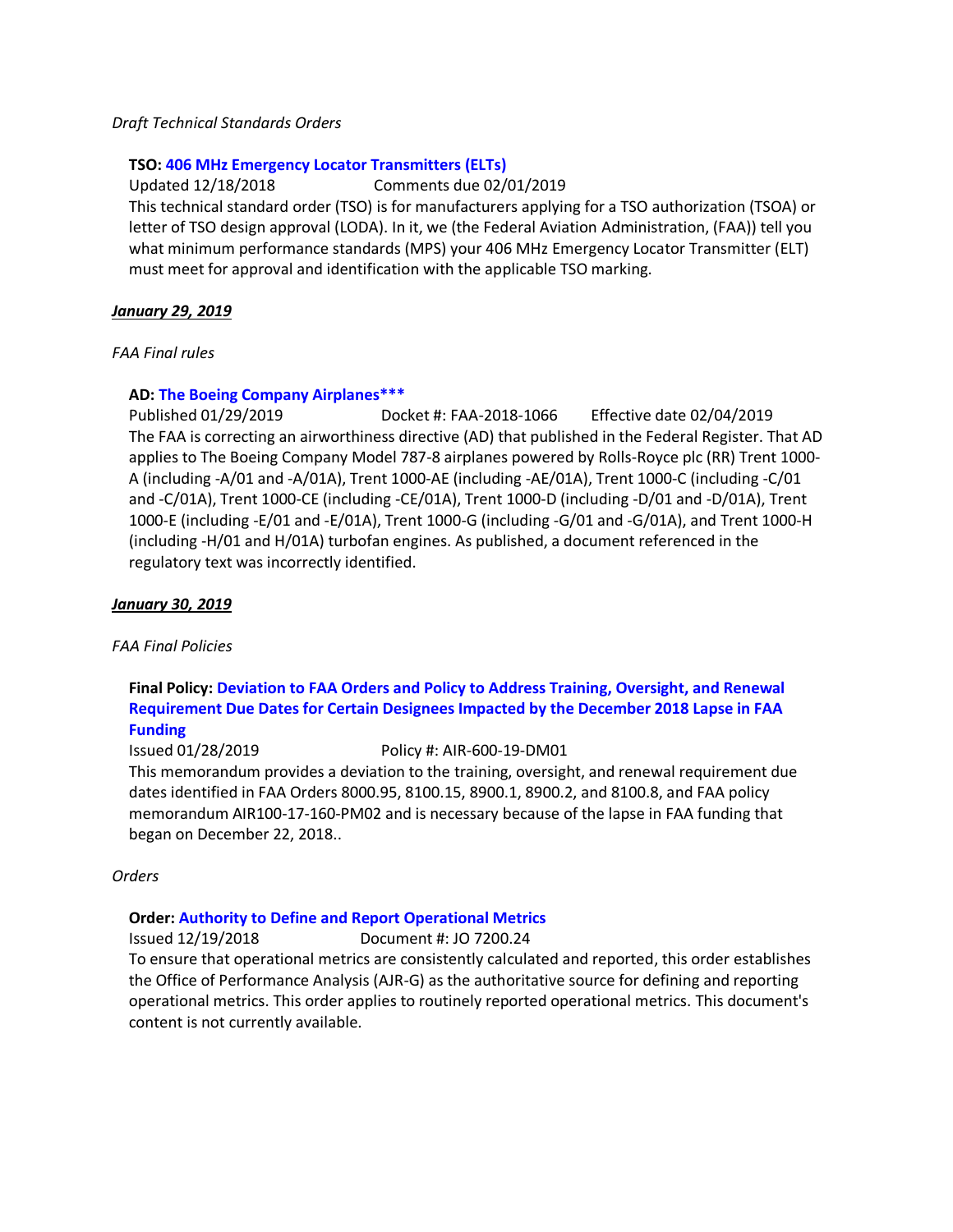*Draft Technical Standards Orders*

**TSO: 406 MHz Emergency Locator Transmitters (ELTs)**

Updated 12/18/2018 Comments due 02/01/2019

This technical standard order (TSO) is for manufacturers applying for a TSO authorization (TSOA) or letter of TSO design approval (LODA). In it, we (the Federal Aviation Administration, (FAA)) tell you what minimum performance standards (MPS) your 406 MHz Emergency Locator Transmitter (ELT) must meet for approval and identification with the applicable TSO marking.

***January 29, 2019***

*FAA Final rules*

**AD: The Boeing Company Airplanes*****

Published 01/29/2019 Docket #: FAA-2018-1066 Effective date 02/04/2019

The FAA is correcting an airworthiness directive (AD) that published in the Federal Register. That AD applies to The Boeing Company Model 787-8 airplanes powered by Rolls-Royce plc (RR) Trent 1000-A (including -A/01 and -A/01A), Trent 1000-AE (including -AE/01A), Trent 1000-C (including -C/01 and -C/01A), Trent 1000-CE (including -CE/01A), Trent 1000-D (including -D/01 and -D/01A), Trent 1000-E (including -E/01 and -E/01A), Trent 1000-G (including -G/01 and -G/01A), and Trent 1000-H (including -H/01 and H/01A) turbofan engines. As published, a document referenced in the regulatory text was incorrectly identified.

***January 30, 2019***

*FAA Final Policies*

**Final Policy: Deviation to FAA Orders and Policy to Address Training, Oversight, and Renewal Requirement Due Dates for Certain Designees Impacted by the December 2018 Lapse in FAA Funding**

Issued 01/28/2019 Policy #: AIR-600-19-DM01

This memorandum provides a deviation to the training, oversight, and renewal requirement due dates identified in FAA Orders 8000.95, 8100.15, 8900.1, 8900.2, and 8100.8, and FAA policy memorandum AIR100-17-160-PM02 and is necessary because of the lapse in FAA funding that began on December 22, 2018..

*Orders*

**Order: Authority to Define and Report Operational Metrics**

Issued 12/19/2018 Document #: JO 7200.24

To ensure that operational metrics are consistently calculated and reported, this order establishes the Office of Performance Analysis (AJR-G) as the authoritative source for defining and reporting operational metrics. This order applies to routinely reported operational metrics. This document's content is not currently available.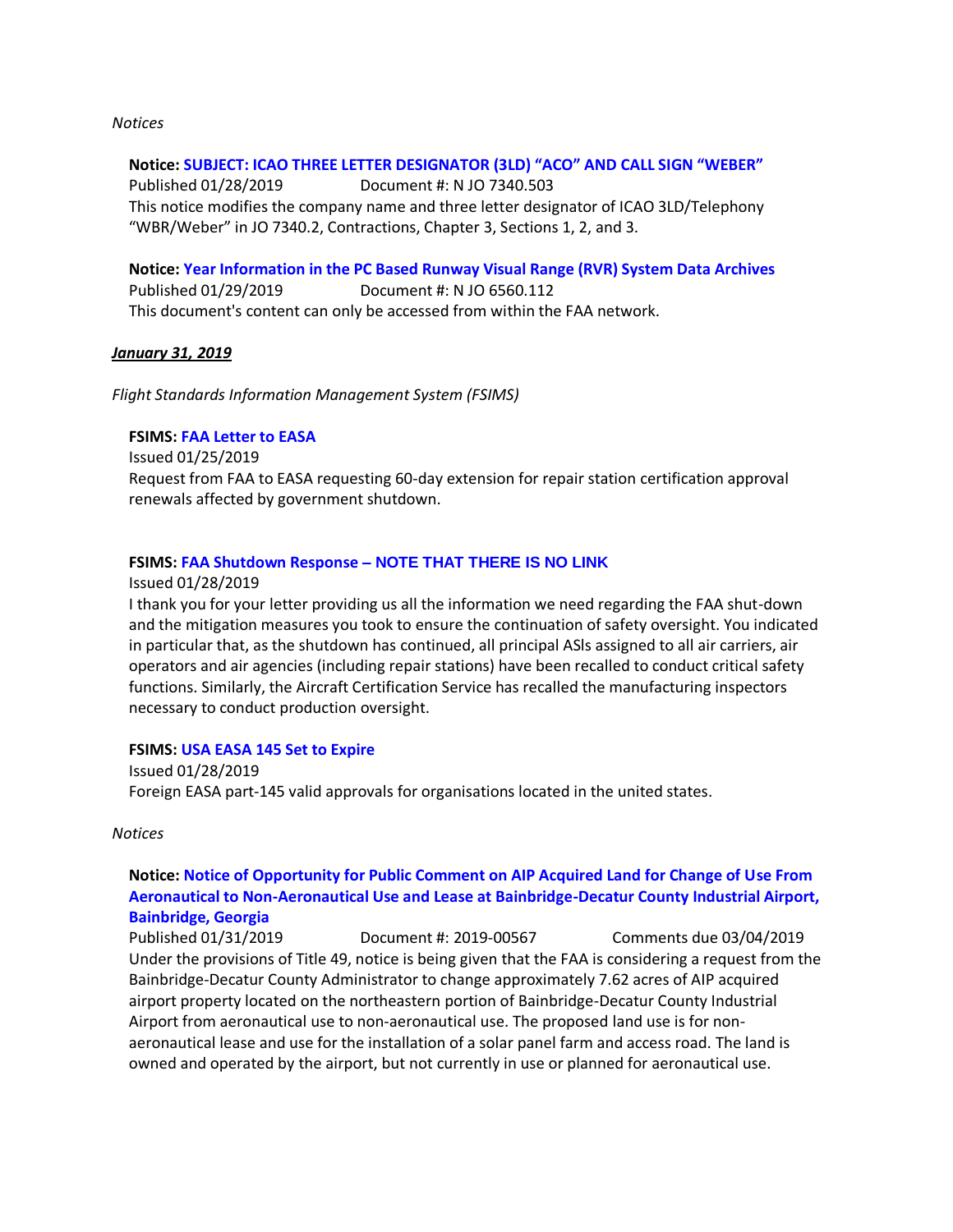*Notices*

**Notice: SUBJECT: ICAO THREE LETTER DESIGNATOR (3LD) "ACO" AND CALL SIGN "WEBER"**
Published 01/28/2019 Document #: N JO 7340.503
This notice modifies the company name and three letter designator of ICAO 3LD/Telephony "WBR/Weber" in JO 7340.2, Contractions, Chapter 3, Sections 1, 2, and 3.

**Notice: Year Information in the PC Based Runway Visual Range (RVR) System Data Archives**
Published 01/29/2019 Document #: N JO 6560.112
This document's content can only be accessed from within the FAA network.

***January 31, 2019***

*Flight Standards Information Management System (FSIMS)*

**FSIMS: FAA Letter to EASA**
Issued 01/25/2019
Request from FAA to EASA requesting 60-day extension for repair station certification approval renewals affected by government shutdown.

**FSIMS: FAA Shutdown Response – NOTE THAT THERE IS NO LINK**
Issued 01/28/2019
I thank you for your letter providing us all the information we need regarding the FAA shut-down and the mitigation measures you took to ensure the continuation of safety oversight. You indicated in particular that, as the shutdown has continued, all principal ASIs assigned to all air carriers, air operators and air agencies (including repair stations) have been recalled to conduct critical safety functions. Similarly, the Aircraft Certification Service has recalled the manufacturing inspectors necessary to conduct production oversight.

**FSIMS: USA EASA 145 Set to Expire**
Issued 01/28/2019
Foreign EASA part-145 valid approvals for organisations located in the united states.

*Notices*

**Notice: Notice of Opportunity for Public Comment on AIP Acquired Land for Change of Use From Aeronautical to Non-Aeronautical Use and Lease at Bainbridge-Decatur County Industrial Airport, Bainbridge, Georgia**
Published 01/31/2019 Document #: 2019-00567 Comments due 03/04/2019
Under the provisions of Title 49, notice is being given that the FAA is considering a request from the Bainbridge-Decatur County Administrator to change approximately 7.62 acres of AIP acquired airport property located on the northeastern portion of Bainbridge-Decatur County Industrial Airport from aeronautical use to non-aeronautical use. The proposed land use is for non-aeronautical lease and use for the installation of a solar panel farm and access road. The land is owned and operated by the airport, but not currently in use or planned for aeronautical use.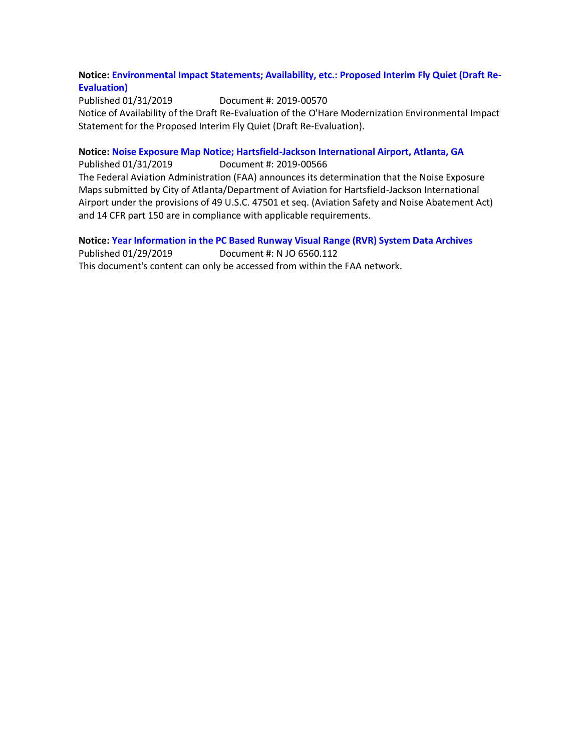**Notice:** **Environmental Impact Statements; Availability, etc.: Proposed Interim Fly Quiet (Draft Re-Evaluation)**

Published 01/31/2019 Document #: 2019-00570

Notice of Availability of the Draft Re-Evaluation of the O'Hare Modernization Environmental Impact Statement for the Proposed Interim Fly Quiet (Draft Re-Evaluation).

**Notice:** **Noise Exposure Map Notice; Hartsfield-Jackson International Airport, Atlanta, GA**

Published 01/31/2019 Document #: 2019-00566

The Federal Aviation Administration (FAA) announces its determination that the Noise Exposure Maps submitted by City of Atlanta/Department of Aviation for Hartsfield-Jackson International Airport under the provisions of 49 U.S.C. 47501 et seq. (Aviation Safety and Noise Abatement Act) and 14 CFR part 150 are in compliance with applicable requirements.

**Notice:** **Year Information in the PC Based Runway Visual Range (RVR) System Data Archives**

Published 01/29/2019 Document #: N JO 6560.112

This document's content can only be accessed from within the FAA network.